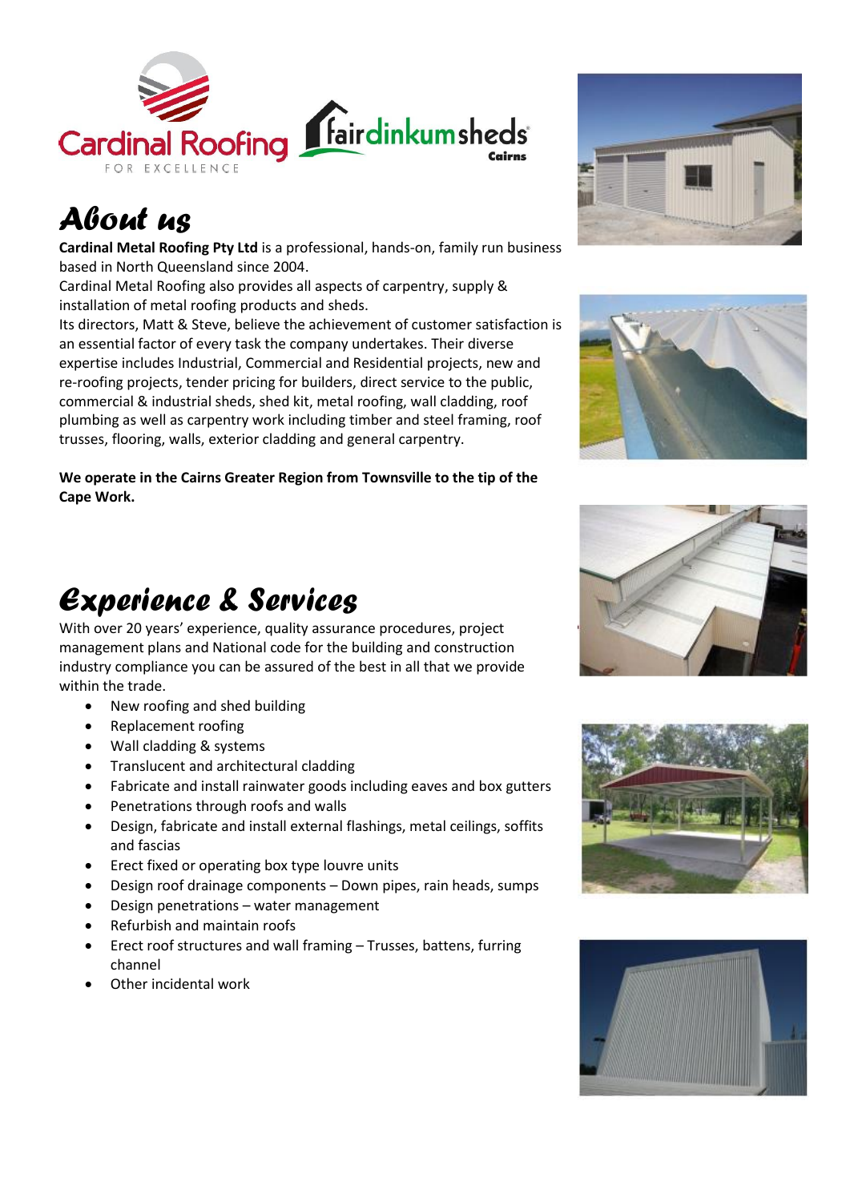Cardinal Roofing
FOR EXCELLENCE

fairdinkumsheds
Cairns

# About us

**Cardinal Metal Roofing Pty Ltd** is a professional, hands-on, family run business based in North Queensland since 2004.

Cardinal Metal Roofing also provides all aspects of carpentry, supply & installation of metal roofing products and sheds.

Its directors, Matt & Steve, believe the achievement of customer satisfaction is an essential factor of every task the company undertakes. Their diverse expertise includes Industrial, Commercial and Residential projects, new and re-roofing projects, tender pricing for builders, direct service to the public, commercial & industrial sheds, shed kit, metal roofing, wall cladding, roof plumbing as well as carpentry work including timber and steel framing, roof trusses, flooring, walls, exterior cladding and general carpentry.

**We operate in the Cairns Greater Region from Townsville to the tip of the Cape Work.**

# Experience & Services

With over 20 years' experience, quality assurance procedures, project management plans and National code for the building and construction industry compliance you can be assured of the best in all that we provide within the trade.

- New roofing and shed building
- Replacement roofing
- Wall cladding & systems
- Translucent and architectural cladding
- Fabricate and install rainwater goods including eaves and box gutters
- Penetrations through roofs and walls
- Design, fabricate and install external flashings, metal ceilings, soffits and fascias
- Erect fixed or operating box type louvre units
- Design roof drainage components – Down pipes, rain heads, sumps
- Design penetrations – water management
- Refurbish and maintain roofs
- Erect roof structures and wall framing – Trusses, battens, furring channel
- Other incidental work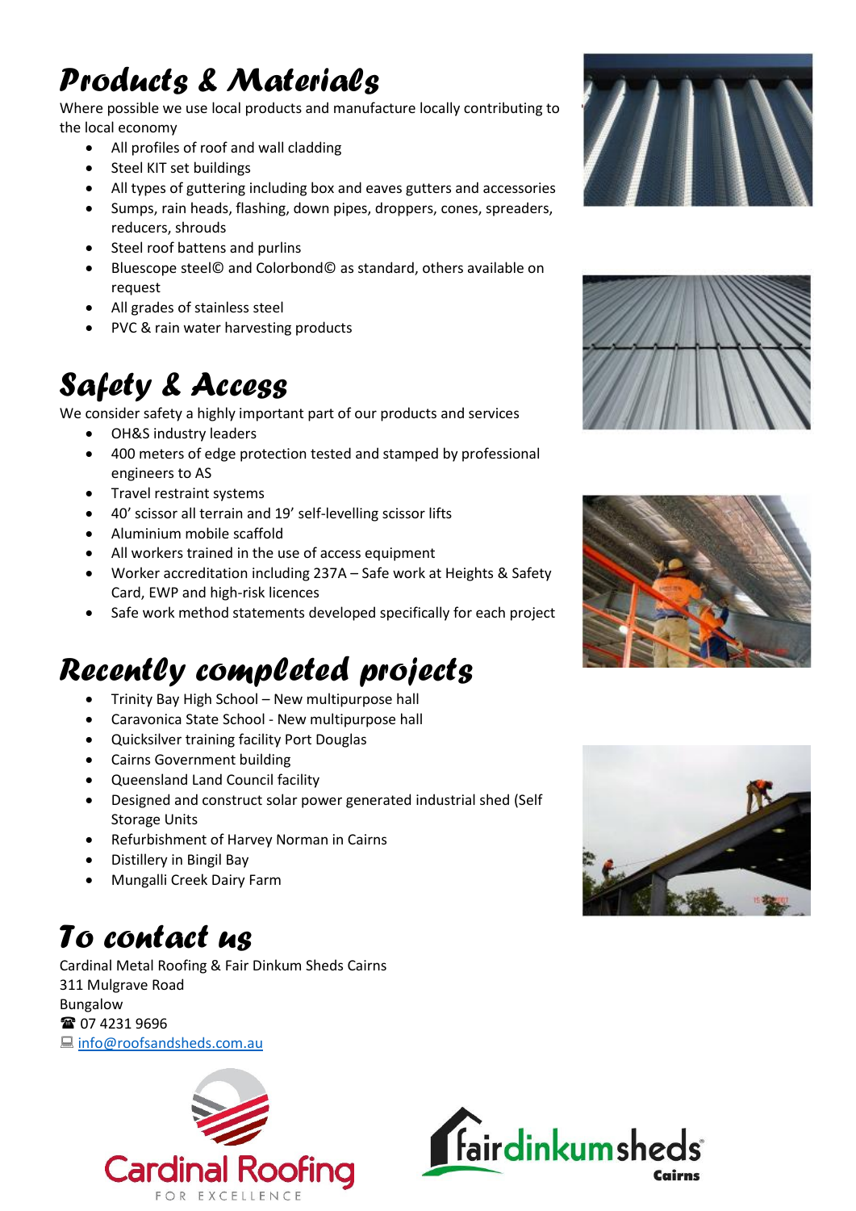# Products & Materials

Where possible we use local products and manufacture locally contributing to the local economy

- All profiles of roof and wall cladding
- Steel KIT set buildings
- All types of guttering including box and eaves gutters and accessories
- Sumps, rain heads, flashing, down pipes, droppers, cones, spreaders, reducers, shrouds
- Steel roof battens and purlins
- Bluescope steel© and Colorbond© as standard, others available on request
- All grades of stainless steel
- PVC & rain water harvesting products

# Safety & Access

We consider safety a highly important part of our products and services

- OH&S industry leaders
- 400 meters of edge protection tested and stamped by professional engineers to AS
- Travel restraint systems
- 40' scissor all terrain and 19' self-levelling scissor lifts
- Aluminium mobile scaffold
- All workers trained in the use of access equipment
- Worker accreditation including 237A – Safe work at Heights & Safety Card, EWP and high-risk licences
- Safe work method statements developed specifically for each project

# Recently completed projects

- Trinity Bay High School – New multipurpose hall
- Caravonica State School - New multipurpose hall
- Quicksilver training facility Port Douglas
- Cairns Government building
- Queensland Land Council facility
- Designed and construct solar power generated industrial shed (Self Storage Units
- Refurbishment of Harvey Norman in Cairns
- Distillery in Bingil Bay
- Mungalli Creek Dairy Farm

# To contact us

Cardinal Metal Roofing & Fair Dinkum Sheds Cairns
311 Mulgrave Road
Bungalow
☎ 07 4231 9696
info@roofsandsheds.com.au

Cardinal Roofing
FOR EXCELLENCE

fairdinkumsheds
Cairns